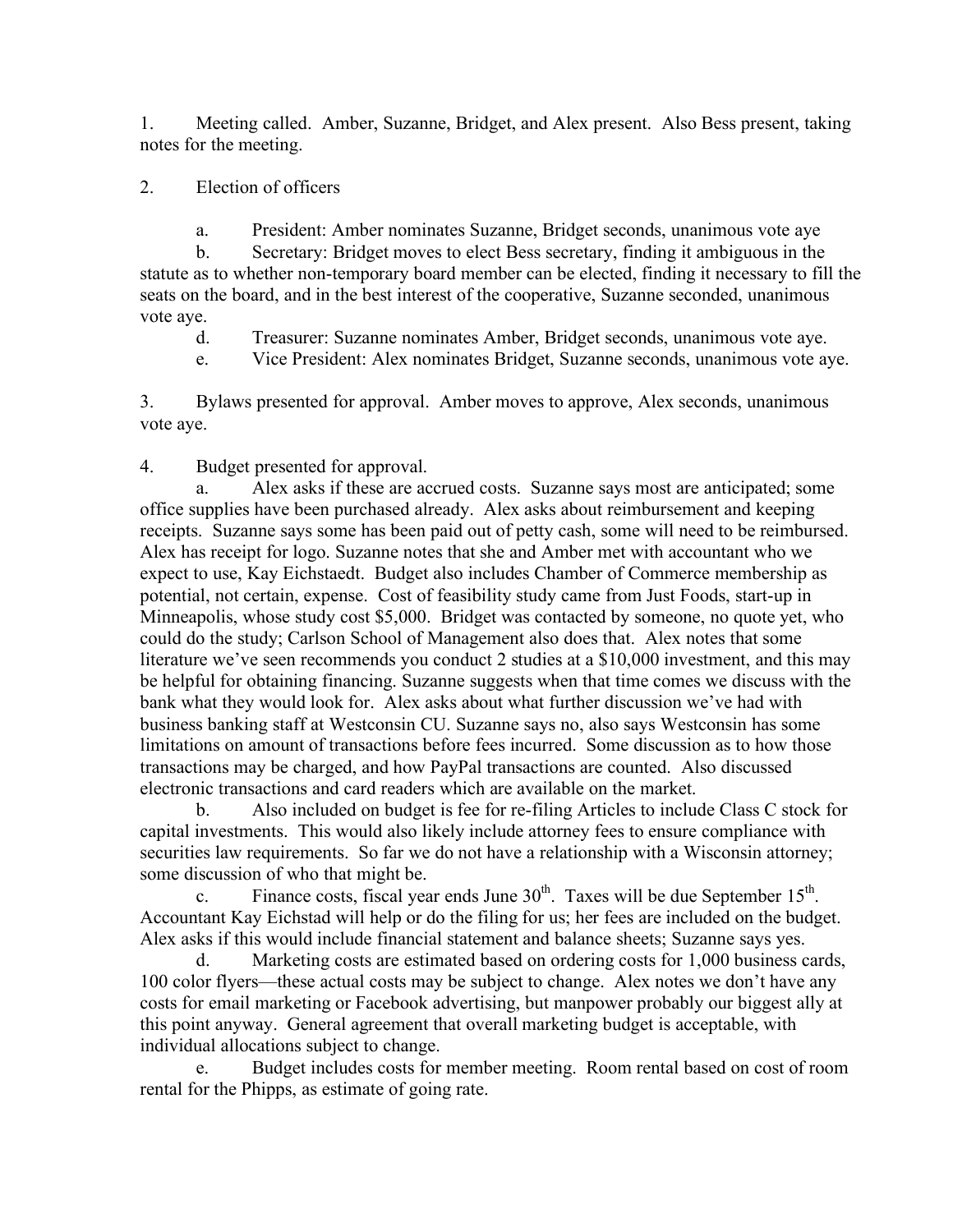1. Meeting called. Amber, Suzanne, Bridget, and Alex present. Also Bess present, taking notes for the meeting.

2. Election of officers

   a. President: Amber nominates Suzanne, Bridget seconds, unanimous vote aye

   b. Secretary: Bridget moves to elect Bess secretary, finding it ambiguous in the statute as to whether non-temporary board member can be elected, finding it necessary to fill the seats on the board, and in the best interest of the cooperative, Suzanne seconded, unanimous vote aye.

   d. Treasurer: Suzanne nominates Amber, Bridget seconds, unanimous vote aye.

   e. Vice President: Alex nominates Bridget, Suzanne seconds, unanimous vote aye.

3. Bylaws presented for approval. Amber moves to approve, Alex seconds, unanimous vote aye.

4. Budget presented for approval.

   a. Alex asks if these are accrued costs. Suzanne says most are anticipated; some office supplies have been purchased already. Alex asks about reimbursement and keeping receipts. Suzanne says some has been paid out of petty cash, some will need to be reimbursed. Alex has receipt for logo. Suzanne notes that she and Amber met with accountant who we expect to use, Kay Eichstaedt. Budget also includes Chamber of Commerce membership as potential, not certain, expense. Cost of feasibility study came from Just Foods, start-up in Minneapolis, whose study cost $5,000. Bridget was contacted by someone, no quote yet, who could do the study; Carlson School of Management also does that. Alex notes that some literature we've seen recommends you conduct 2 studies at a $10,000 investment, and this may be helpful for obtaining financing. Suzanne suggests when that time comes we discuss with the bank what they would look for. Alex asks about what further discussion we've had with business banking staff at Westconsin CU. Suzanne says no, also says Westconsin has some limitations on amount of transactions before fees incurred. Some discussion as to how those transactions may be charged, and how PayPal transactions are counted. Also discussed electronic transactions and card readers which are available on the market.

   b. Also included on budget is fee for re-filing Articles to include Class C stock for capital investments. This would also likely include attorney fees to ensure compliance with securities law requirements. So far we do not have a relationship with a Wisconsin attorney; some discussion of who that might be.

   c. Finance costs, fiscal year ends June 30th. Taxes will be due September 15th. Accountant Kay Eichstad will help or do the filing for us; her fees are included on the budget. Alex asks if this would include financial statement and balance sheets; Suzanne says yes.

   d. Marketing costs are estimated based on ordering costs for 1,000 business cards, 100 color flyers—these actual costs may be subject to change. Alex notes we don't have any costs for email marketing or Facebook advertising, but manpower probably our biggest ally at this point anyway. General agreement that overall marketing budget is acceptable, with individual allocations subject to change.

   e. Budget includes costs for member meeting. Room rental based on cost of room rental for the Phipps, as estimate of going rate.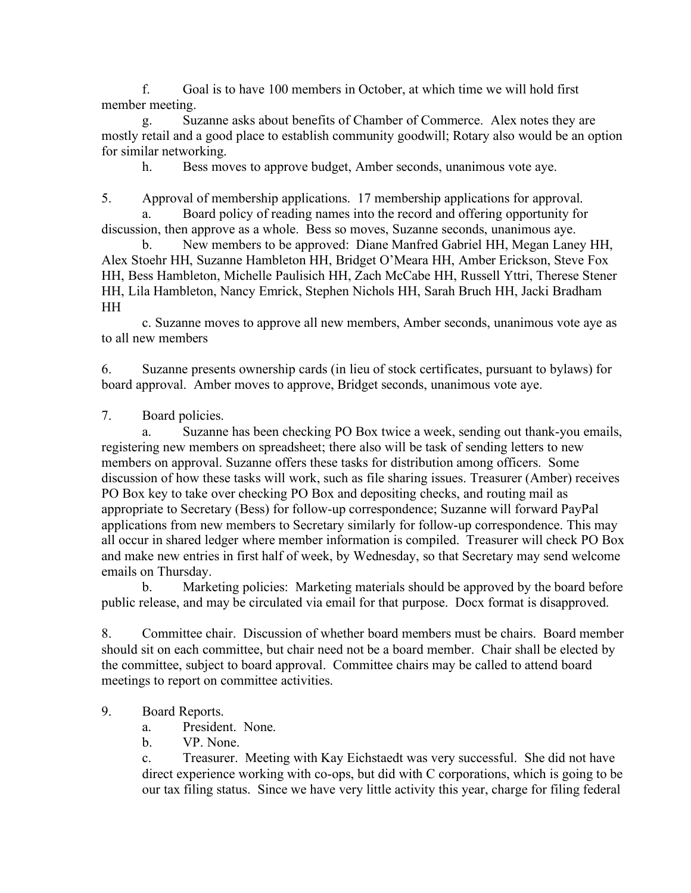f. Goal is to have 100 members in October, at which time we will hold first member meeting.

g. Suzanne asks about benefits of Chamber of Commerce. Alex notes they are mostly retail and a good place to establish community goodwill; Rotary also would be an option for similar networking.

h. Bess moves to approve budget, Amber seconds, unanimous vote aye.

5. Approval of membership applications. 17 membership applications for approval.

a. Board policy of reading names into the record and offering opportunity for discussion, then approve as a whole. Bess so moves, Suzanne seconds, unanimous aye.

b. New members to be approved: Diane Manfred Gabriel HH, Megan Laney HH, Alex Stoehr HH, Suzanne Hambleton HH, Bridget O'Meara HH, Amber Erickson, Steve Fox HH, Bess Hambleton, Michelle Paulisich HH, Zach McCabe HH, Russell Yttri, Therese Stener HH, Lila Hambleton, Nancy Emrick, Stephen Nichols HH, Sarah Bruch HH, Jacki Bradham HH

c. Suzanne moves to approve all new members, Amber seconds, unanimous vote aye as to all new members

6. Suzanne presents ownership cards (in lieu of stock certificates, pursuant to bylaws) for board approval. Amber moves to approve, Bridget seconds, unanimous vote aye.

7. Board policies.

a. Suzanne has been checking PO Box twice a week, sending out thank-you emails, registering new members on spreadsheet; there also will be task of sending letters to new members on approval. Suzanne offers these tasks for distribution among officers. Some discussion of how these tasks will work, such as file sharing issues. Treasurer (Amber) receives PO Box key to take over checking PO Box and depositing checks, and routing mail as appropriate to Secretary (Bess) for follow-up correspondence; Suzanne will forward PayPal applications from new members to Secretary similarly for follow-up correspondence. This may all occur in shared ledger where member information is compiled. Treasurer will check PO Box and make new entries in first half of week, by Wednesday, so that Secretary may send welcome emails on Thursday.

b. Marketing policies: Marketing materials should be approved by the board before public release, and may be circulated via email for that purpose. Docx format is disapproved.

8. Committee chair. Discussion of whether board members must be chairs. Board member should sit on each committee, but chair need not be a board member. Chair shall be elected by the committee, subject to board approval. Committee chairs may be called to attend board meetings to report on committee activities.

9. Board Reports.

a. President. None.

b. VP. None.

c. Treasurer. Meeting with Kay Eichstaedt was very successful. She did not have direct experience working with co-ops, but did with C corporations, which is going to be our tax filing status. Since we have very little activity this year, charge for filing federal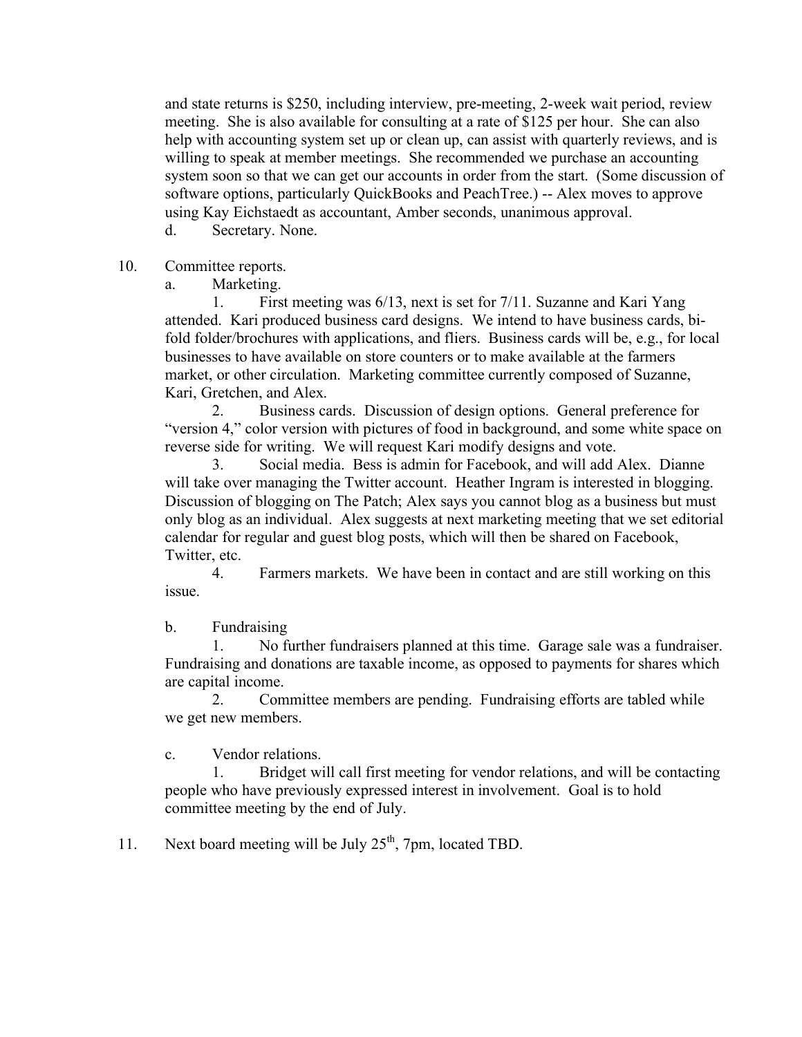and state returns is $250, including interview, pre-meeting, 2-week wait period, review meeting. She is also available for consulting at a rate of $125 per hour. She can also help with accounting system set up or clean up, can assist with quarterly reviews, and is willing to speak at member meetings. She recommended we purchase an accounting system soon so that we can get our accounts in order from the start. (Some discussion of software options, particularly QuickBooks and PeachTree.) -- Alex moves to approve using Kay Eichstaedt as accountant, Amber seconds, unanimous approval.

d. Secretary. None.

10. Committee reports.

a. Marketing.

1. First meeting was 6/13, next is set for 7/11. Suzanne and Kari Yang attended. Kari produced business card designs. We intend to have business cards, bi-fold folder/brochures with applications, and fliers. Business cards will be, e.g., for local businesses to have available on store counters or to make available at the farmers market, or other circulation. Marketing committee currently composed of Suzanne, Kari, Gretchen, and Alex.

2. Business cards. Discussion of design options. General preference for "version 4," color version with pictures of food in background, and some white space on reverse side for writing. We will request Kari modify designs and vote.

3. Social media. Bess is admin for Facebook, and will add Alex. Dianne will take over managing the Twitter account. Heather Ingram is interested in blogging. Discussion of blogging on The Patch; Alex says you cannot blog as a business but must only blog as an individual. Alex suggests at next marketing meeting that we set editorial calendar for regular and guest blog posts, which will then be shared on Facebook, Twitter, etc.

4. Farmers markets. We have been in contact and are still working on this issue.

b. Fundraising

1. No further fundraisers planned at this time. Garage sale was a fundraiser. Fundraising and donations are taxable income, as opposed to payments for shares which are capital income.

2. Committee members are pending. Fundraising efforts are tabled while we get new members.

c. Vendor relations.

1. Bridget will call first meeting for vendor relations, and will be contacting people who have previously expressed interest in involvement. Goal is to hold committee meeting by the end of July.

11. Next board meeting will be July 25th, 7pm, located TBD.